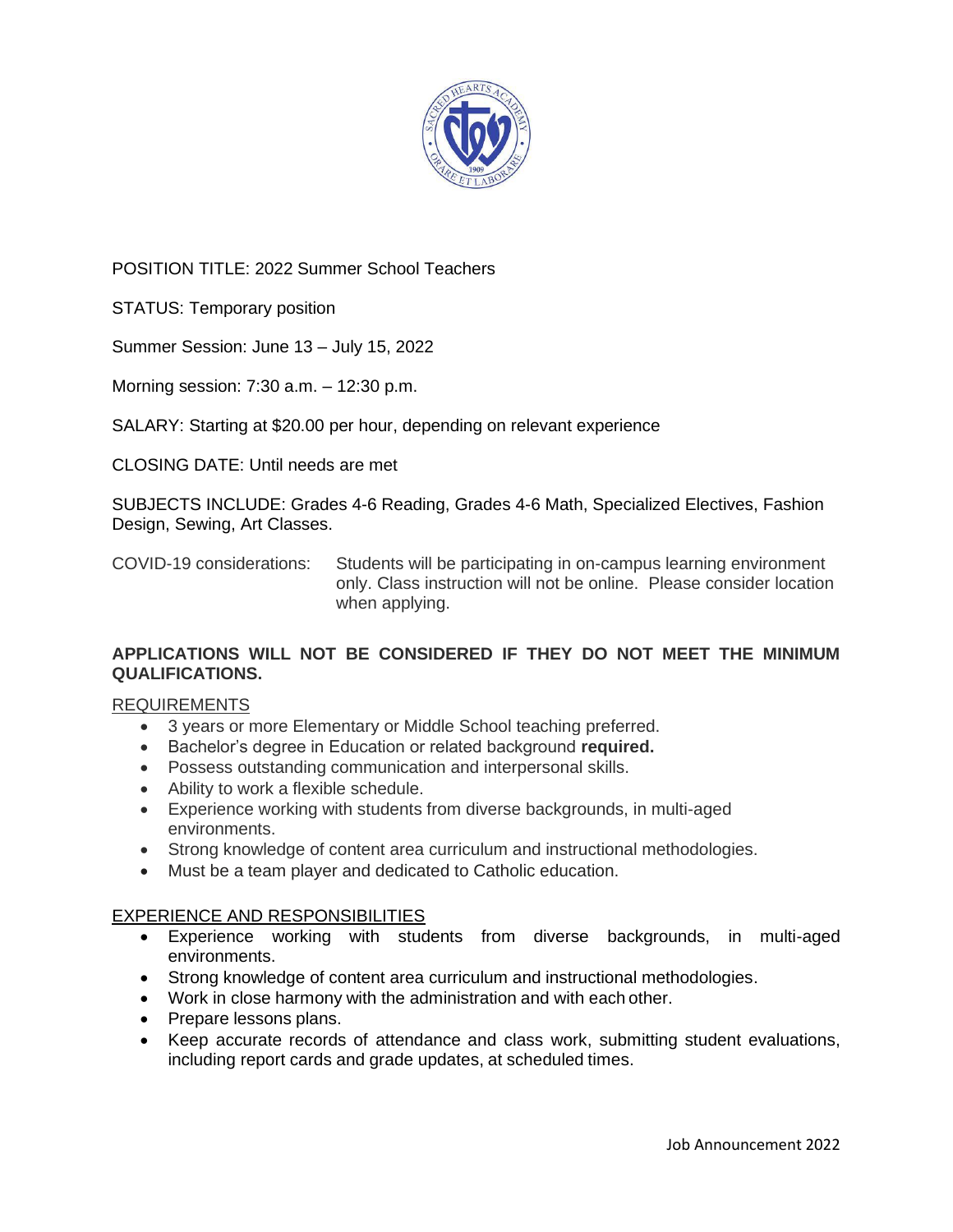POSITION TITLE: 2022 Summer School Teachers

STATUS: Temporary position

Summer Session: June 13 – July 15, 2022

Morning session: 7:30 a.m. – 12:30 p.m.

SALARY: Starting at $20.00 per hour, depending on relevant experience

CLOSING DATE: Until needs are met

SUBJECTS INCLUDE: Grades 4-6 Reading, Grades 4-6 Math, Specialized Electives, Fashion Design, Sewing, Art Classes.

COVID-19 considerations: Students will be participating in on-campus learning environment only. Class instruction will not be online. Please consider location when applying.

**APPLICATIONS WILL NOT BE CONSIDERED IF THEY DO NOT MEET THE MINIMUM QUALIFICATIONS.**

## REQUIREMENTS

- 3 years or more Elementary or Middle School teaching preferred.
- Bachelor's degree in Education or related background **required.**
- Possess outstanding communication and interpersonal skills.
- Ability to work a flexible schedule.
- Experience working with students from diverse backgrounds, in multi-aged environments.
- Strong knowledge of content area curriculum and instructional methodologies.
- Must be a team player and dedicated to Catholic education.

## EXPERIENCE AND RESPONSIBILITIES

- Experience working with students from diverse backgrounds, in multi-aged environments.
- Strong knowledge of content area curriculum and instructional methodologies.
- Work in close harmony with the administration and with each other.
- Prepare lessons plans.
- Keep accurate records of attendance and class work, submitting student evaluations, including report cards and grade updates, at scheduled times.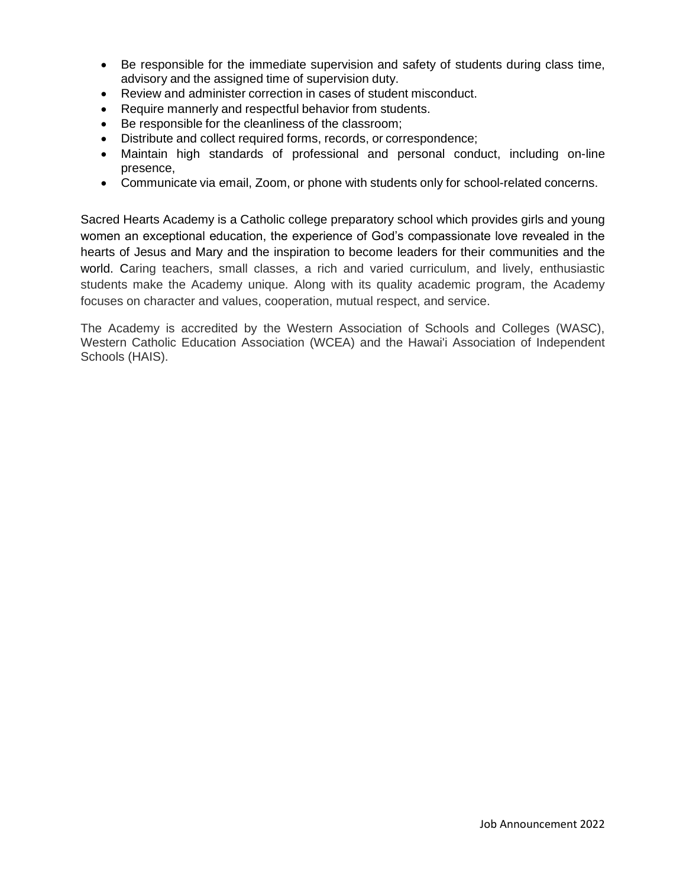- Be responsible for the immediate supervision and safety of students during class time, advisory and the assigned time of supervision duty.
- Review and administer correction in cases of student misconduct.
- Require mannerly and respectful behavior from students.
- Be responsible for the cleanliness of the classroom;
- Distribute and collect required forms, records, or correspondence;
- Maintain high standards of professional and personal conduct, including on-line presence,
- Communicate via email, Zoom, or phone with students only for school-related concerns.

Sacred Hearts Academy is a Catholic college preparatory school which provides girls and young women an exceptional education, the experience of God's compassionate love revealed in the hearts of Jesus and Mary and the inspiration to become leaders for their communities and the world. Caring teachers, small classes, a rich and varied curriculum, and lively, enthusiastic students make the Academy unique. Along with its quality academic program, the Academy focuses on character and values, cooperation, mutual respect, and service.

The Academy is accredited by the Western Association of Schools and Colleges (WASC), Western Catholic Education Association (WCEA) and the Hawai'i Association of Independent Schools (HAIS).